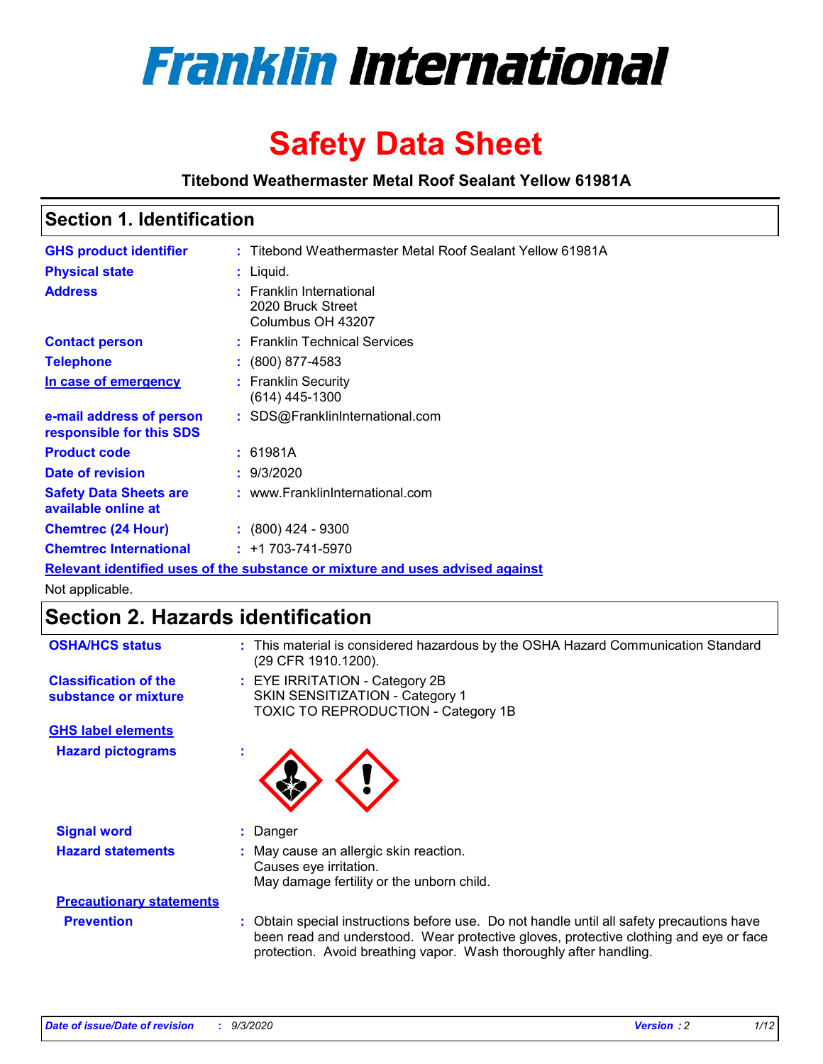# Franklin International

# Safety Data Sheet

**Titebond Weathermaster Metal Roof Sealant Yellow 61981A**

## Section 1. Identification

| | | |
|---|---|---|
| **GHS product identifier** | : | Titebond Weathermaster Metal Roof Sealant Yellow 61981A |
| **Physical state** | : | Liquid. |
| **Address** | : | Franklin International<br>2020 Bruck Street<br>Columbus OH 43207 |
| **Contact person** | : | Franklin Technical Services |
| **Telephone** | : | (800) 877-4583 |
| **In case of emergency** | : | Franklin Security<br>(614) 445-1300 |
| **e-mail address of person responsible for this SDS** | : | SDS@FranklinInternational.com |
| **Product code** | : | 61981A |
| **Date of revision** | : | 9/3/2020 |
| **Safety Data Sheets are available online at** | : | www.FranklinInternational.com |
| **Chemtrec (24 Hour)** | : | (800) 424 - 9300 |
| **Chemtrec International** | : | +1 703-741-5970 |

**Relevant identified uses of the substance or mixture and uses advised against**

Not applicable.

## Section 2. Hazards identification

| | | |
|---|---|---|
| **OSHA/HCS status** | : | This material is considered hazardous by the OSHA Hazard Communication Standard (29 CFR 1910.1200). |
| **Classification of the substance or mixture** | : | EYE IRRITATION - Category 2B<br>SKIN SENSITIZATION - Category 1<br>TOXIC TO REPRODUCTION - Category 1B |

**GHS label elements**

**Hazard pictograms** :

| | | |
|---|---|---|
| **Signal word** | : | Danger |
| **Hazard statements** | : | May cause an allergic skin reaction.<br>Causes eye irritation.<br>May damage fertility or the unborn child. |

**Precautionary statements**

| | | |
|---|---|---|
| **Prevention** | : | Obtain special instructions before use. Do not handle until all safety precautions have been read and understood. Wear protective gloves, protective clothing and eye or face protection. Avoid breathing vapor. Wash thoroughly after handling. |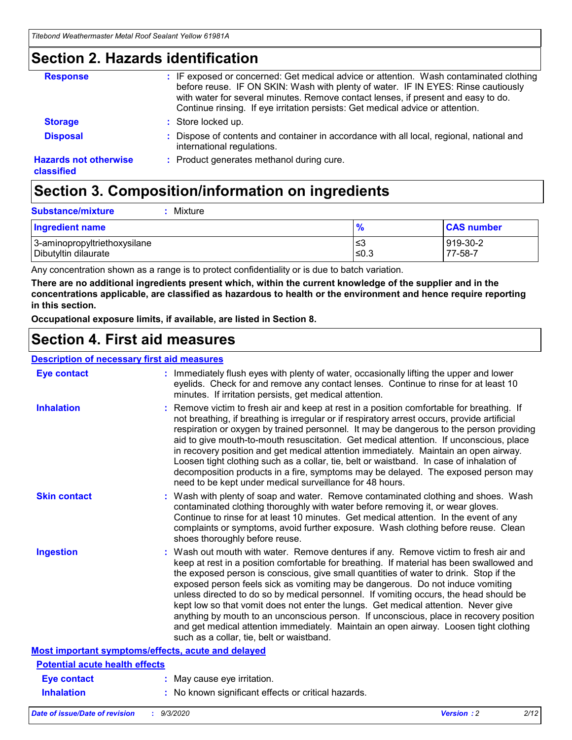## Section 2. Hazards identification

| | |
|---|---|
| **Response** | : IF exposed or concerned: Get medical advice or attention. Wash contaminated clothing before reuse. IF ON SKIN: Wash with plenty of water. IF IN EYES: Rinse cautiously with water for several minutes. Remove contact lenses, if present and easy to do. Continue rinsing. If eye irritation persists: Get medical advice or attention. |
| **Storage** | : Store locked up. |
| **Disposal** | : Dispose of contents and container in accordance with all local, regional, national and international regulations. |
| **Hazards not otherwise classified** | : Product generates methanol during cure. |

## Section 3. Composition/information on ingredients

**Substance/mixture** : Mixture

| Ingredient name | % | CAS number |
|---|---|---|
| 3-aminopropyltriethoxysilane | ≤3 | 919-30-2 |
| Dibutyltin dilaurate | ≤0.3 | 77-58-7 |

Any concentration shown as a range is to protect confidentiality or is due to batch variation.

**There are no additional ingredients present which, within the current knowledge of the supplier and in the concentrations applicable, are classified as hazardous to health or the environment and hence require reporting in this section.**

**Occupational exposure limits, if available, are listed in Section 8.**

## Section 4. First aid measures

### Description of necessary first aid measures

| | |
|---|---|
| **Eye contact** | : Immediately flush eyes with plenty of water, occasionally lifting the upper and lower eyelids. Check for and remove any contact lenses. Continue to rinse for at least 10 minutes. If irritation persists, get medical attention. |
| **Inhalation** | : Remove victim to fresh air and keep at rest in a position comfortable for breathing. If not breathing, if breathing is irregular or if respiratory arrest occurs, provide artificial respiration or oxygen by trained personnel. It may be dangerous to the person providing aid to give mouth-to-mouth resuscitation. Get medical attention. If unconscious, place in recovery position and get medical attention immediately. Maintain an open airway. Loosen tight clothing such as a collar, tie, belt or waistband. In case of inhalation of decomposition products in a fire, symptoms may be delayed. The exposed person may need to be kept under medical surveillance for 48 hours. |
| **Skin contact** | : Wash with plenty of soap and water. Remove contaminated clothing and shoes. Wash contaminated clothing thoroughly with water before removing it, or wear gloves. Continue to rinse for at least 10 minutes. Get medical attention. In the event of any complaints or symptoms, avoid further exposure. Wash clothing before reuse. Clean shoes thoroughly before reuse. |
| **Ingestion** | : Wash out mouth with water. Remove dentures if any. Remove victim to fresh air and keep at rest in a position comfortable for breathing. If material has been swallowed and the exposed person is conscious, give small quantities of water to drink. Stop if the exposed person feels sick as vomiting may be dangerous. Do not induce vomiting unless directed to do so by medical personnel. If vomiting occurs, the head should be kept low so that vomit does not enter the lungs. Get medical attention. Never give anything by mouth to an unconscious person. If unconscious, place in recovery position and get medical attention immediately. Maintain an open airway. Loosen tight clothing such as a collar, tie, belt or waistband. |

### Most important symptoms/effects, acute and delayed

#### Potential acute health effects

| | |
|---|---|
| **Eye contact** | : May cause eye irritation. |
| **Inhalation** | : No known significant effects or critical hazards. |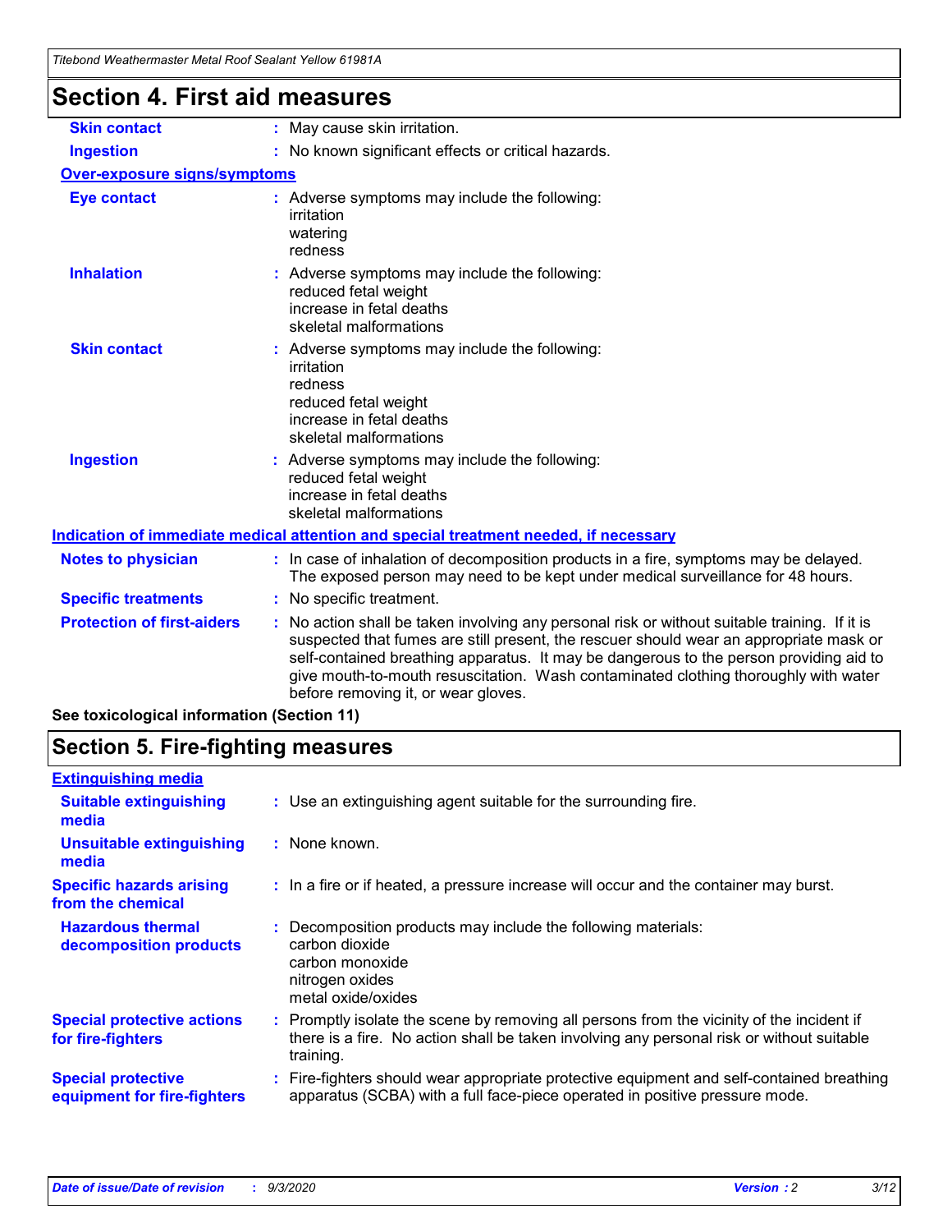# Section 4. First aid measures

| | |
|---|---|
| **Skin contact** | : May cause skin irritation. |
| **Ingestion** | : No known significant effects or critical hazards. |

**Over-exposure signs/symptoms**

| | |
|---|---|
| **Eye contact** | : Adverse symptoms may include the following:<br>irritation<br>watering<br>redness |
| **Inhalation** | : Adverse symptoms may include the following:<br>reduced fetal weight<br>increase in fetal deaths<br>skeletal malformations |
| **Skin contact** | : Adverse symptoms may include the following:<br>irritation<br>redness<br>reduced fetal weight<br>increase in fetal deaths<br>skeletal malformations |
| **Ingestion** | : Adverse symptoms may include the following:<br>reduced fetal weight<br>increase in fetal deaths<br>skeletal malformations |

**Indication of immediate medical attention and special treatment needed, if necessary**

| | |
|---|---|
| **Notes to physician** | : In case of inhalation of decomposition products in a fire, symptoms may be delayed. The exposed person may need to be kept under medical surveillance for 48 hours. |
| **Specific treatments** | : No specific treatment. |
| **Protection of first-aiders** | : No action shall be taken involving any personal risk or without suitable training. If it is suspected that fumes are still present, the rescuer should wear an appropriate mask or self-contained breathing apparatus. It may be dangerous to the person providing aid to give mouth-to-mouth resuscitation. Wash contaminated clothing thoroughly with water before removing it, or wear gloves. |

**See toxicological information (Section 11)**

# Section 5. Fire-fighting measures

**Extinguishing media**

| | |
|---|---|
| **Suitable extinguishing media** | : Use an extinguishing agent suitable for the surrounding fire. |
| **Unsuitable extinguishing media** | : None known. |
| **Specific hazards arising from the chemical** | : In a fire or if heated, a pressure increase will occur and the container may burst. |
| **Hazardous thermal decomposition products** | : Decomposition products may include the following materials:<br>carbon dioxide<br>carbon monoxide<br>nitrogen oxides<br>metal oxide/oxides |
| **Special protective actions for fire-fighters** | : Promptly isolate the scene by removing all persons from the vicinity of the incident if there is a fire. No action shall be taken involving any personal risk or without suitable training. |
| **Special protective equipment for fire-fighters** | : Fire-fighters should wear appropriate protective equipment and self-contained breathing apparatus (SCBA) with a full face-piece operated in positive pressure mode. |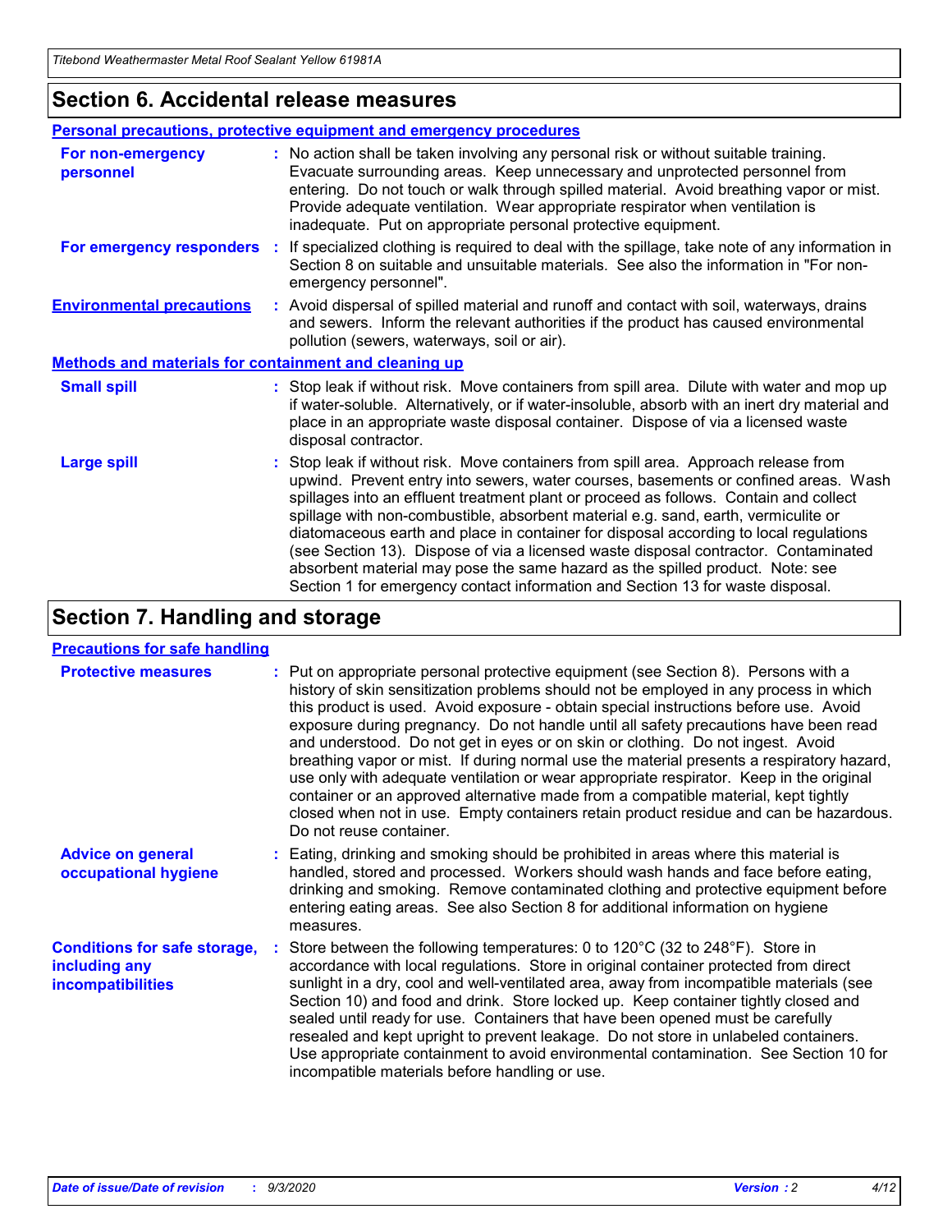## Section 6. Accidental release measures

### Personal precautions, protective equipment and emergency procedures

**For non-emergency personnel** : No action shall be taken involving any personal risk or without suitable training. Evacuate surrounding areas. Keep unnecessary and unprotected personnel from entering. Do not touch or walk through spilled material. Avoid breathing vapor or mist. Provide adequate ventilation. Wear appropriate respirator when ventilation is inadequate. Put on appropriate personal protective equipment.

**For emergency responders** : If specialized clothing is required to deal with the spillage, take note of any information in Section 8 on suitable and unsuitable materials. See also the information in "For non-emergency personnel".

**Environmental precautions** : Avoid dispersal of spilled material and runoff and contact with soil, waterways, drains and sewers. Inform the relevant authorities if the product has caused environmental pollution (sewers, waterways, soil or air).

### Methods and materials for containment and cleaning up

**Small spill** : Stop leak if without risk. Move containers from spill area. Dilute with water and mop up if water-soluble. Alternatively, or if water-insoluble, absorb with an inert dry material and place in an appropriate waste disposal container. Dispose of via a licensed waste disposal contractor.

**Large spill** : Stop leak if without risk. Move containers from spill area. Approach release from upwind. Prevent entry into sewers, water courses, basements or confined areas. Wash spillages into an effluent treatment plant or proceed as follows. Contain and collect spillage with non-combustible, absorbent material e.g. sand, earth, vermiculite or diatomaceous earth and place in container for disposal according to local regulations (see Section 13). Dispose of via a licensed waste disposal contractor. Contaminated absorbent material may pose the same hazard as the spilled product. Note: see Section 1 for emergency contact information and Section 13 for waste disposal.

## Section 7. Handling and storage

### Precautions for safe handling

**Protective measures** : Put on appropriate personal protective equipment (see Section 8). Persons with a history of skin sensitization problems should not be employed in any process in which this product is used. Avoid exposure - obtain special instructions before use. Avoid exposure during pregnancy. Do not handle until all safety precautions have been read and understood. Do not get in eyes or on skin or clothing. Do not ingest. Avoid breathing vapor or mist. If during normal use the material presents a respiratory hazard, use only with adequate ventilation or wear appropriate respirator. Keep in the original container or an approved alternative made from a compatible material, kept tightly closed when not in use. Empty containers retain product residue and can be hazardous. Do not reuse container.

**Advice on general occupational hygiene** : Eating, drinking and smoking should be prohibited in areas where this material is handled, stored and processed. Workers should wash hands and face before eating, drinking and smoking. Remove contaminated clothing and protective equipment before entering eating areas. See also Section 8 for additional information on hygiene measures.

**Conditions for safe storage, including any incompatibilities** : Store between the following temperatures: 0 to 120°C (32 to 248°F). Store in accordance with local regulations. Store in original container protected from direct sunlight in a dry, cool and well-ventilated area, away from incompatible materials (see Section 10) and food and drink. Store locked up. Keep container tightly closed and sealed until ready for use. Containers that have been opened must be carefully resealed and kept upright to prevent leakage. Do not store in unlabeled containers. Use appropriate containment to avoid environmental contamination. See Section 10 for incompatible materials before handling or use.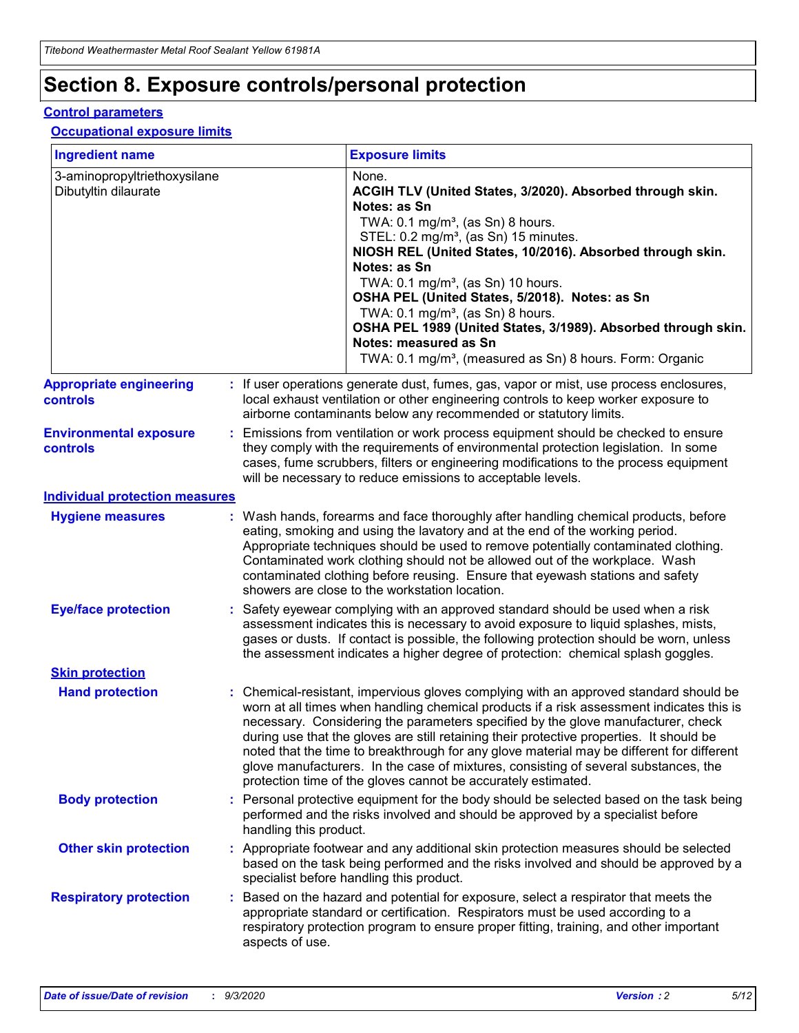# Section 8. Exposure controls/personal protection

## Control parameters

### Occupational exposure limits

| Ingredient name | Exposure limits |
|---|---|
| 3-aminopropyltriethoxysilane | None. |
| Dibutyltin dilaurate | **ACGIH TLV (United States, 3/2020). Absorbed through skin. Notes: as Sn**<br>TWA: 0.1 mg/m³, (as Sn) 8 hours.<br>STEL: 0.2 mg/m³, (as Sn) 15 minutes.<br>**NIOSH REL (United States, 10/2016). Absorbed through skin. Notes: as Sn**<br>TWA: 0.1 mg/m³, (as Sn) 10 hours.<br>**OSHA PEL (United States, 5/2018). Notes: as Sn**<br>TWA: 0.1 mg/m³, (as Sn) 8 hours.<br>**OSHA PEL 1989 (United States, 3/1989). Absorbed through skin. Notes: measured as Sn**<br>TWA: 0.1 mg/m³, (measured as Sn) 8 hours. Form: Organic |

**Appropriate engineering controls** : If user operations generate dust, fumes, gas, vapor or mist, use process enclosures, local exhaust ventilation or other engineering controls to keep worker exposure to airborne contaminants below any recommended or statutory limits.

**Environmental exposure controls** : Emissions from ventilation or work process equipment should be checked to ensure they comply with the requirements of environmental protection legislation. In some cases, fume scrubbers, filters or engineering modifications to the process equipment will be necessary to reduce emissions to acceptable levels.

## Individual protection measures

**Hygiene measures** : Wash hands, forearms and face thoroughly after handling chemical products, before eating, smoking and using the lavatory and at the end of the working period. Appropriate techniques should be used to remove potentially contaminated clothing. Contaminated work clothing should not be allowed out of the workplace. Wash contaminated clothing before reusing. Ensure that eyewash stations and safety showers are close to the workstation location.

**Eye/face protection** : Safety eyewear complying with an approved standard should be used when a risk assessment indicates this is necessary to avoid exposure to liquid splashes, mists, gases or dusts. If contact is possible, the following protection should be worn, unless the assessment indicates a higher degree of protection: chemical splash goggles.

### Skin protection

**Hand protection** : Chemical-resistant, impervious gloves complying with an approved standard should be worn at all times when handling chemical products if a risk assessment indicates this is necessary. Considering the parameters specified by the glove manufacturer, check during use that the gloves are still retaining their protective properties. It should be noted that the time to breakthrough for any glove material may be different for different glove manufacturers. In the case of mixtures, consisting of several substances, the protection time of the gloves cannot be accurately estimated.

**Body protection** : Personal protective equipment for the body should be selected based on the task being performed and the risks involved and should be approved by a specialist before handling this product.

**Other skin protection** : Appropriate footwear and any additional skin protection measures should be selected based on the task being performed and the risks involved and should be approved by a specialist before handling this product.

**Respiratory protection** : Based on the hazard and potential for exposure, select a respirator that meets the appropriate standard or certification. Respirators must be used according to a respiratory protection program to ensure proper fitting, training, and other important aspects of use.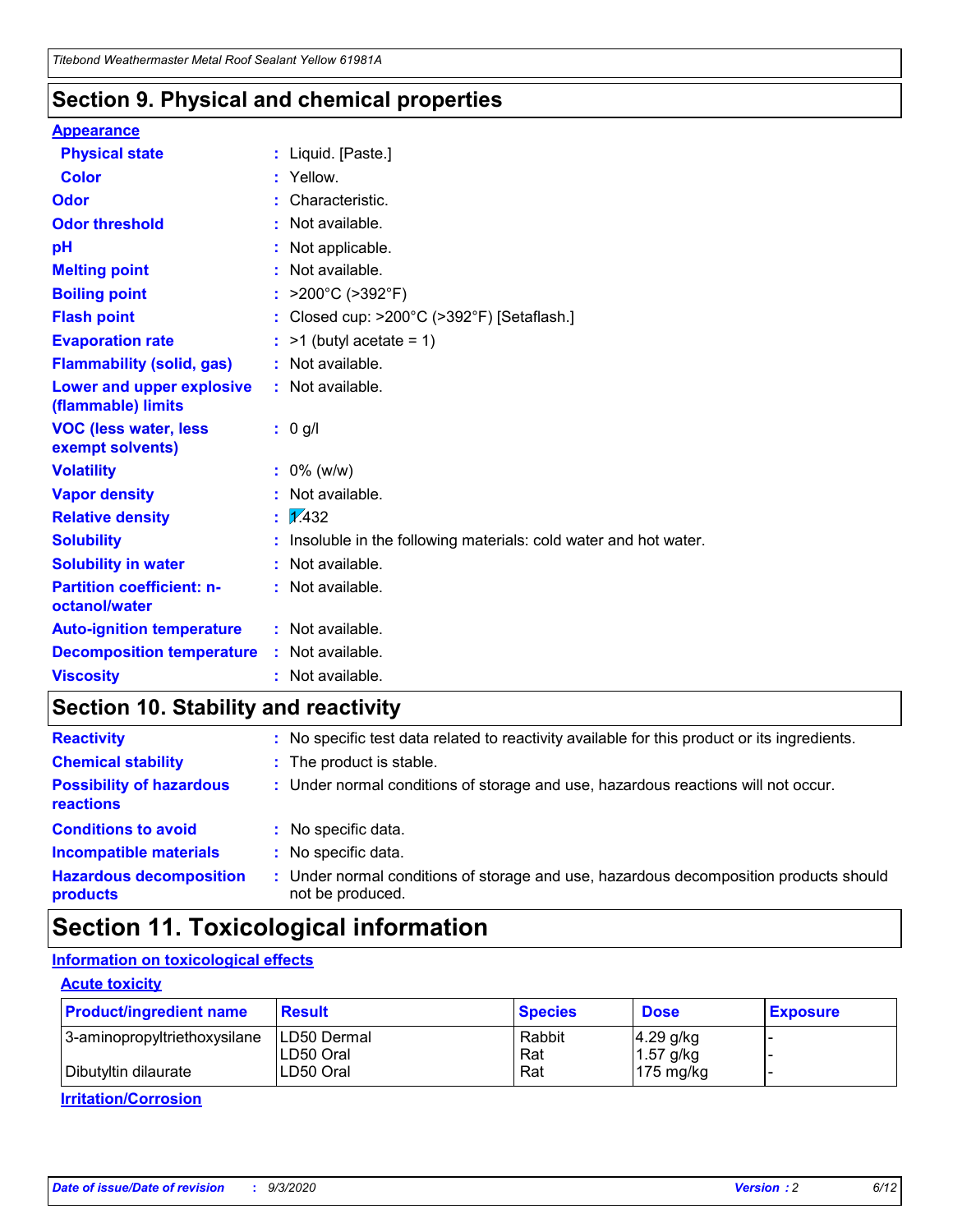## Section 9. Physical and chemical properties

**Appearance**

| | |
|---|---|
| **Physical state** | : Liquid. [Paste.] |
| **Color** | : Yellow. |
| **Odor** | : Characteristic. |
| **Odor threshold** | : Not available. |
| **pH** | : Not applicable. |
| **Melting point** | : Not available. |
| **Boiling point** | : >200°C (>392°F) |
| **Flash point** | : Closed cup: >200°C (>392°F) [Setaflash.] |
| **Evaporation rate** | : >1 (butyl acetate = 1) |
| **Flammability (solid, gas)** | : Not available. |
| **Lower and upper explosive (flammable) limits** | : Not available. |
| **VOC (less water, less exempt solvents)** | : 0 g/l |
| **Volatility** | : 0% (w/w) |
| **Vapor density** | : Not available. |
| **Relative density** | : 1.432 |
| **Solubility** | : Insoluble in the following materials: cold water and hot water. |
| **Solubility in water** | : Not available. |
| **Partition coefficient: n-octanol/water** | : Not available. |
| **Auto-ignition temperature** | : Not available. |
| **Decomposition temperature** | : Not available. |
| **Viscosity** | : Not available. |

## Section 10. Stability and reactivity

| | |
|---|---|
| **Reactivity** | : No specific test data related to reactivity available for this product or its ingredients. |
| **Chemical stability** | : The product is stable. |
| **Possibility of hazardous reactions** | : Under normal conditions of storage and use, hazardous reactions will not occur. |
| **Conditions to avoid** | : No specific data. |
| **Incompatible materials** | : No specific data. |
| **Hazardous decomposition products** | : Under normal conditions of storage and use, hazardous decomposition products should not be produced. |

## Section 11. Toxicological information

**Information on toxicological effects**

**Acute toxicity**

| Product/ingredient name | Result | Species | Dose | Exposure |
|---|---|---|---|---|
| 3-aminopropyltriethoxysilane | LD50 Dermal | Rabbit | 4.29 g/kg | - |
| | LD50 Oral | Rat | 1.57 g/kg | - |
| Dibutyltin dilaurate | LD50 Oral | Rat | 175 mg/kg | - |

**Irritation/Corrosion**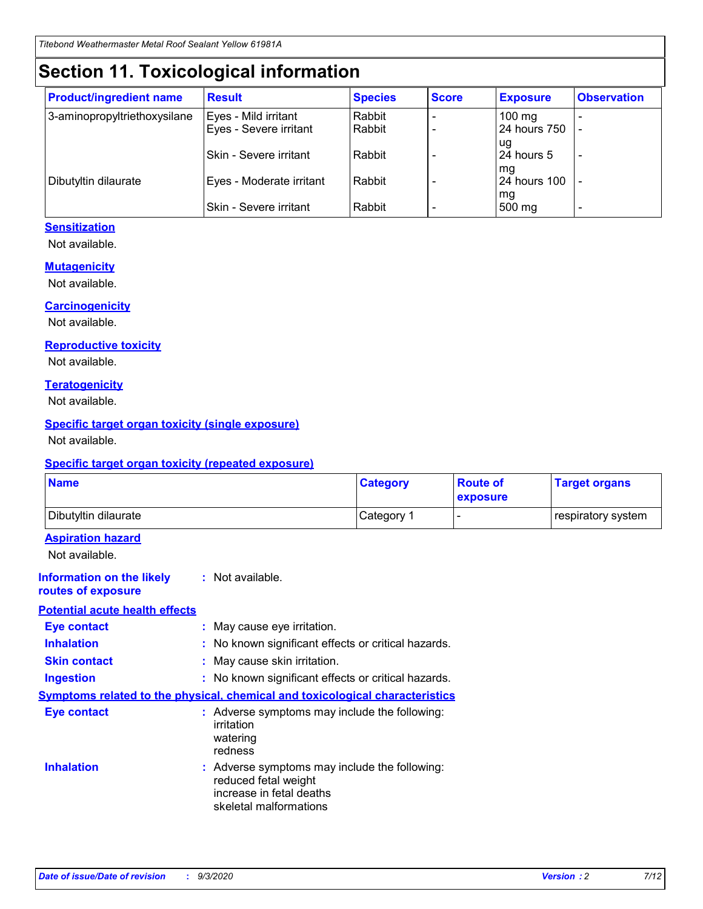# Section 11. Toxicological information

| Product/ingredient name | Result | Species | Score | Exposure | Observation |
|---|---|---|---|---|---|
| 3-aminopropyltriethoxysilane | Eyes - Mild irritant | Rabbit | - | 100 mg | - |
| | Eyes - Severe irritant | Rabbit | - | 24 hours 750 ug | - |
| | Skin - Severe irritant | Rabbit | - | 24 hours 5 mg | - |
| Dibutyltin dilaurate | Eyes - Moderate irritant | Rabbit | - | 24 hours 100 mg | - |
| | Skin - Severe irritant | Rabbit | - | 500 mg | - |

**Sensitization**

Not available.

**Mutagenicity**

Not available.

**Carcinogenicity**

Not available.

**Reproductive toxicity**

Not available.

**Teratogenicity**

Not available.

**Specific target organ toxicity (single exposure)**

Not available.

**Specific target organ toxicity (repeated exposure)**

| Name | Category | Route of exposure | Target organs |
|---|---|---|---|
| Dibutyltin dilaurate | Category 1 | - | respiratory system |

**Aspiration hazard**

Not available.

**Information on the likely routes of exposure** : Not available.

**Potential acute health effects**

**Eye contact** : May cause eye irritation.

**Inhalation** : No known significant effects or critical hazards.

**Skin contact** : May cause skin irritation.

**Ingestion** : No known significant effects or critical hazards.

**Symptoms related to the physical, chemical and toxicological characteristics**

**Eye contact** : Adverse symptoms may include the following:
irritation
watering
redness

**Inhalation** : Adverse symptoms may include the following:
reduced fetal weight
increase in fetal deaths
skeletal malformations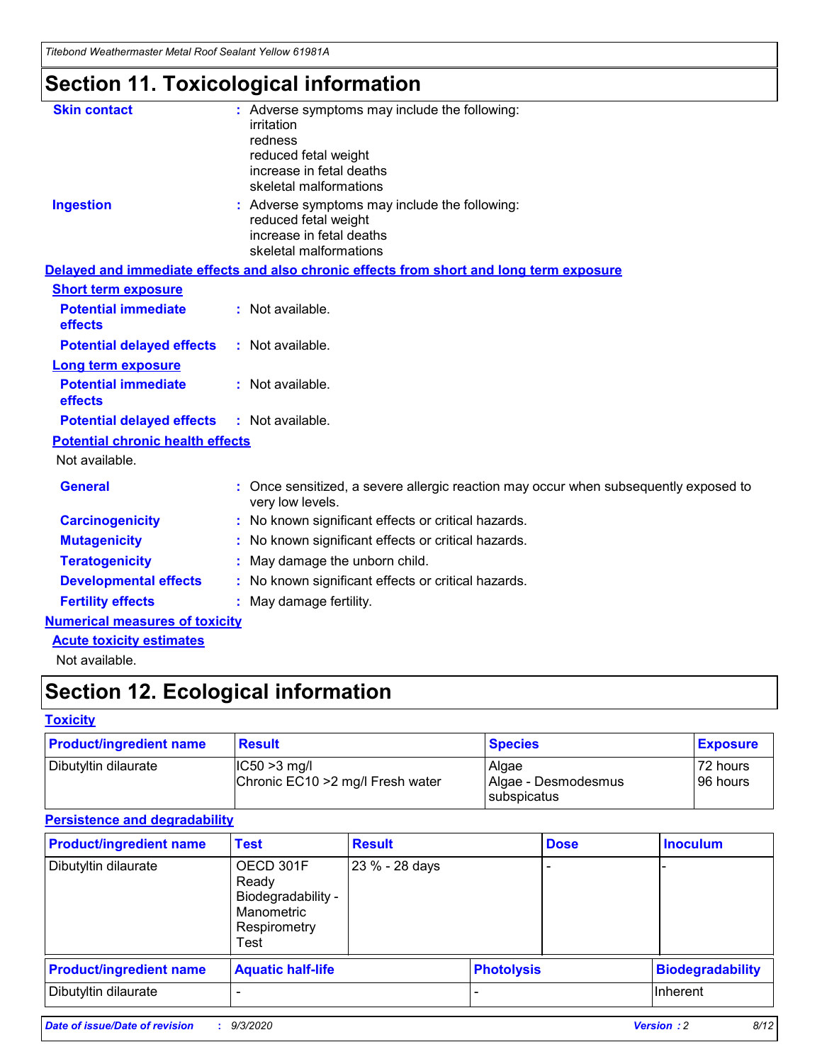# Section 11. Toxicological information

**Skin contact** : Adverse symptoms may include the following:
irritation
redness
reduced fetal weight
increase in fetal deaths
skeletal malformations

**Ingestion** : Adverse symptoms may include the following:
reduced fetal weight
increase in fetal deaths
skeletal malformations

**Delayed and immediate effects and also chronic effects from short and long term exposure**

**Short term exposure**

**Potential immediate effects** : Not available.

**Potential delayed effects** : Not available.

**Long term exposure**

**Potential immediate effects** : Not available.

**Potential delayed effects** : Not available.

**Potential chronic health effects**

Not available.

**General** : Once sensitized, a severe allergic reaction may occur when subsequently exposed to very low levels.

**Carcinogenicity** : No known significant effects or critical hazards.

**Mutagenicity** : No known significant effects or critical hazards.

**Teratogenicity** : May damage the unborn child.

**Developmental effects** : No known significant effects or critical hazards.

**Fertility effects** : May damage fertility.

**Numerical measures of toxicity**

**Acute toxicity estimates**

Not available.

# Section 12. Ecological information

**Toxicity**

| Product/ingredient name | Result | Species | Exposure |
|---|---|---|---|
| Dibutyltin dilaurate | IC50 >3 mg/l<br>Chronic EC10 >2 mg/l Fresh water | Algae<br>Algae - Desmodesmus subspicatus | 72 hours<br>96 hours |

**Persistence and degradability**

| Product/ingredient name | Test | Result | Dose | Inoculum |
|---|---|---|---|---|
| Dibutyltin dilaurate | OECD 301F Ready Biodegradability - Manometric Respirometry Test | 23 % - 28 days | - | - |

| Product/ingredient name | Aquatic half-life | Photolysis | Biodegradability |
|---|---|---|---|
| Dibutyltin dilaurate | - | - | Inherent |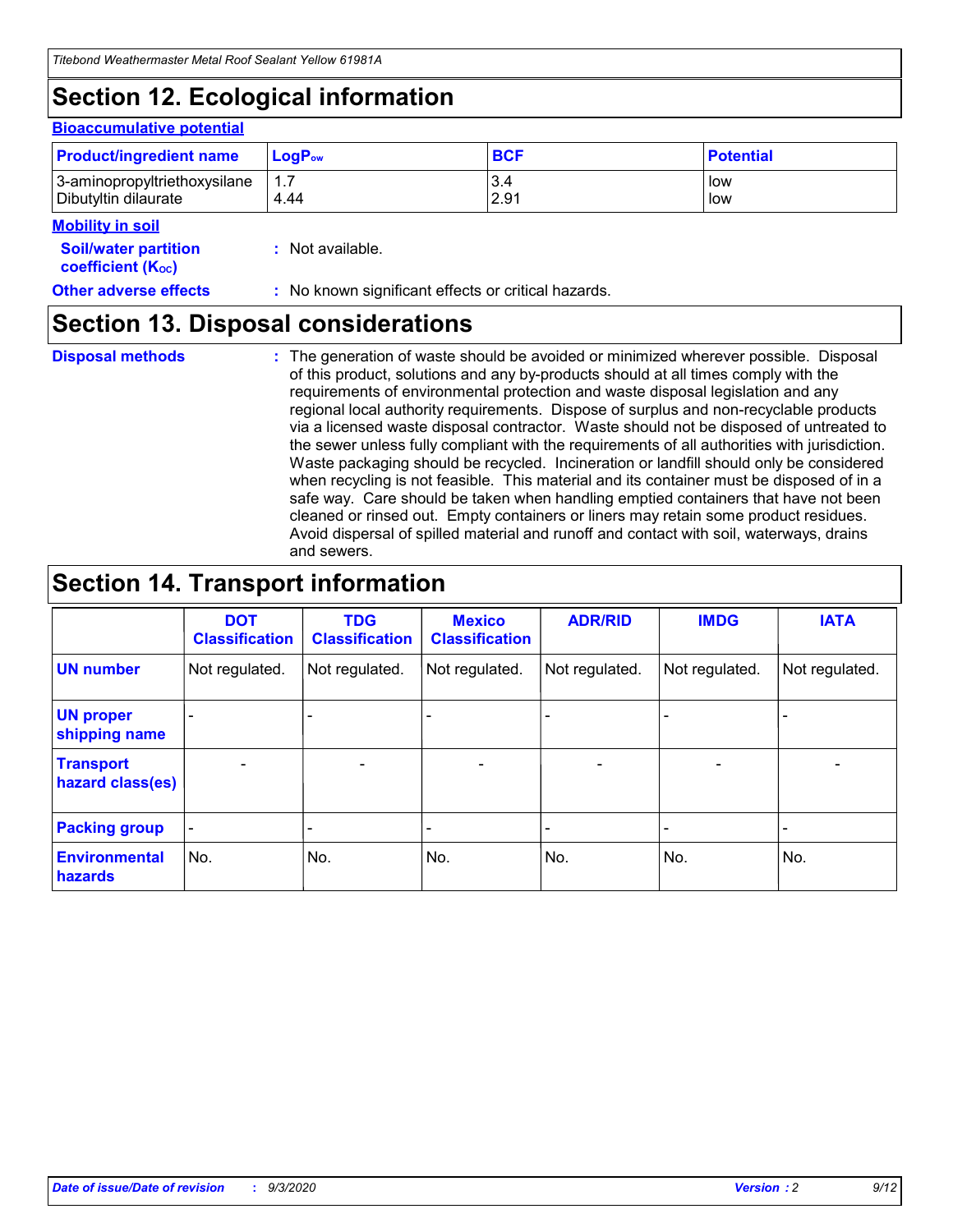# Section 12. Ecological information

**Bioaccumulative potential**

| Product/ingredient name | $LogP_{ow}$ | BCF | Potential |
|---|---|---|---|
| 3-aminopropyltriethoxysilane | 1.7 | 3.4 | low |
| Dibutyltin dilaurate | 4.44 | 2.91 | low |

**Mobility in soil**

**Soil/water partition coefficient ($K_{OC}$)** : Not available.

**Other adverse effects** : No known significant effects or critical hazards.

# Section 13. Disposal considerations

**Disposal methods** : The generation of waste should be avoided or minimized wherever possible. Disposal of this product, solutions and any by-products should at all times comply with the requirements of environmental protection and waste disposal legislation and any regional local authority requirements. Dispose of surplus and non-recyclable products via a licensed waste disposal contractor. Waste should not be disposed of untreated to the sewer unless fully compliant with the requirements of all authorities with jurisdiction. Waste packaging should be recycled. Incineration or landfill should only be considered when recycling is not feasible. This material and its container must be disposed of in a safe way. Care should be taken when handling emptied containers that have not been cleaned or rinsed out. Empty containers or liners may retain some product residues. Avoid dispersal of spilled material and runoff and contact with soil, waterways, drains and sewers.

# Section 14. Transport information

| | DOT Classification | TDG Classification | Mexico Classification | ADR/RID | IMDG | IATA |
|---|---|---|---|---|---|---|
| UN number | Not regulated. | Not regulated. | Not regulated. | Not regulated. | Not regulated. | Not regulated. |
| UN proper shipping name | - | - | - | - | - | - |
| Transport hazard class(es) | - | - | - | - | - | - |
| Packing group | - | - | - | - | - | - |
| Environmental hazards | No. | No. | No. | No. | No. | No. |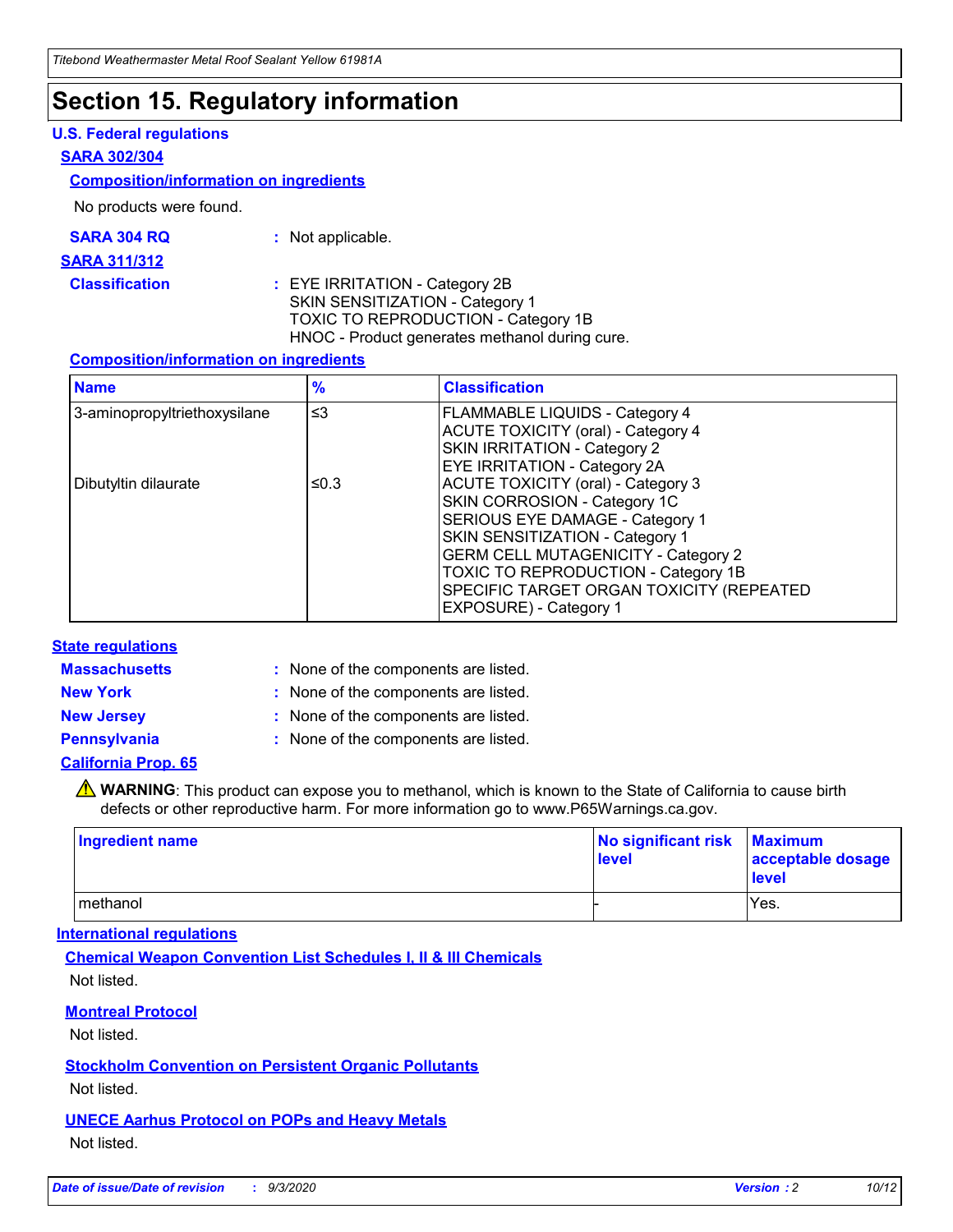# Section 15. Regulatory information

### U.S. Federal regulations

#### SARA 302/304

**Composition/information on ingredients**

No products were found.

**SARA 304 RQ** : Not applicable.

#### SARA 311/312

**Classification** : EYE IRRITATION - Category 2B
SKIN SENSITIZATION - Category 1
TOXIC TO REPRODUCTION - Category 1B
HNOC - Product generates methanol during cure.

**Composition/information on ingredients**

| Name | % | Classification |
| --- | --- | --- |
| 3-aminopropyltriethoxysilane | ≤3 | FLAMMABLE LIQUIDS - Category 4<br>ACUTE TOXICITY (oral) - Category 4<br>SKIN IRRITATION - Category 2<br>EYE IRRITATION - Category 2A |
| Dibutyltin dilaurate | ≤0.3 | ACUTE TOXICITY (oral) - Category 3<br>SKIN CORROSION - Category 1C<br>SERIOUS EYE DAMAGE - Category 1<br>SKIN SENSITIZATION - Category 1<br>GERM CELL MUTAGENICITY - Category 2<br>TOXIC TO REPRODUCTION - Category 1B<br>SPECIFIC TARGET ORGAN TOXICITY (REPEATED EXPOSURE) - Category 1 |

### State regulations

**Massachusetts** : None of the components are listed.

**New York** : None of the components are listed.

**New Jersey** : None of the components are listed.

**Pennsylvania** : None of the components are listed.

#### California Prop. 65

⚠ **WARNING**: This product can expose you to methanol, which is known to the State of California to cause birth defects or other reproductive harm. For more information go to www.P65Warnings.ca.gov.

| Ingredient name | No significant risk level | Maximum acceptable dosage level |
| --- | --- | --- |
| methanol | - | Yes. |

### International regulations

**Chemical Weapon Convention List Schedules I, II & III Chemicals**

Not listed.

**Montreal Protocol**

Not listed.

**Stockholm Convention on Persistent Organic Pollutants**

Not listed.

**UNECE Aarhus Protocol on POPs and Heavy Metals**

Not listed.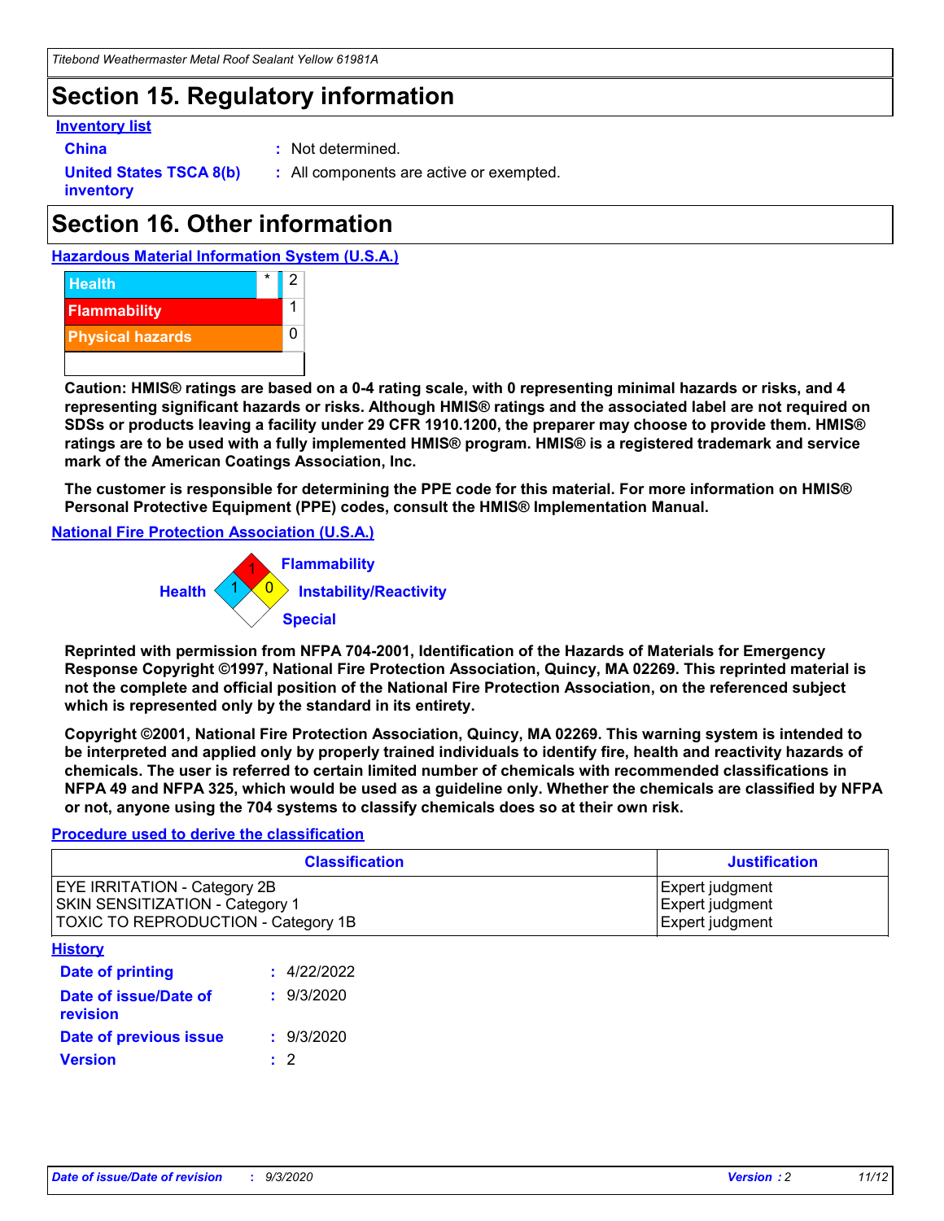# Section 15. Regulatory information

**Inventory list**

**China** : Not determined.

**United States TSCA 8(b) inventory** : All components are active or exempted.

# Section 16. Other information

**Hazardous Material Information System (U.S.A.)**

| | | |
|---|---|---|
| Health | * | 2 |
| Flammability | | 1 |
| Physical hazards | | 0 |

**Caution: HMIS® ratings are based on a 0-4 rating scale, with 0 representing minimal hazards or risks, and 4 representing significant hazards or risks. Although HMIS® ratings and the associated label are not required on SDSs or products leaving a facility under 29 CFR 1910.1200, the preparer may choose to provide them. HMIS® ratings are to be used with a fully implemented HMIS® program. HMIS® is a registered trademark and service mark of the American Coatings Association, Inc.**

**The customer is responsible for determining the PPE code for this material. For more information on HMIS® Personal Protective Equipment (PPE) codes, consult the HMIS® Implementation Manual.**

**National Fire Protection Association (U.S.A.)**

Flammability: 1
Health: 1
Instability/Reactivity: 0
Special:

**Reprinted with permission from NFPA 704-2001, Identification of the Hazards of Materials for Emergency Response Copyright ©1997, National Fire Protection Association, Quincy, MA 02269. This reprinted material is not the complete and official position of the National Fire Protection Association, on the referenced subject which is represented only by the standard in its entirety.**

**Copyright ©2001, National Fire Protection Association, Quincy, MA 02269. This warning system is intended to be interpreted and applied only by properly trained individuals to identify fire, health and reactivity hazards of chemicals. The user is referred to certain limited number of chemicals with recommended classifications in NFPA 49 and NFPA 325, which would be used as a guideline only. Whether the chemicals are classified by NFPA or not, anyone using the 704 systems to classify chemicals does so at their own risk.**

**Procedure used to derive the classification**

| Classification | Justification |
|---|---|
| EYE IRRITATION - Category 2B | Expert judgment |
| SKIN SENSITIZATION - Category 1 | Expert judgment |
| TOXIC TO REPRODUCTION - Category 1B | Expert judgment |

**History**

**Date of printing** : 4/22/2022

**Date of issue/Date of revision** : 9/3/2020

**Date of previous issue** : 9/3/2020

**Version** : 2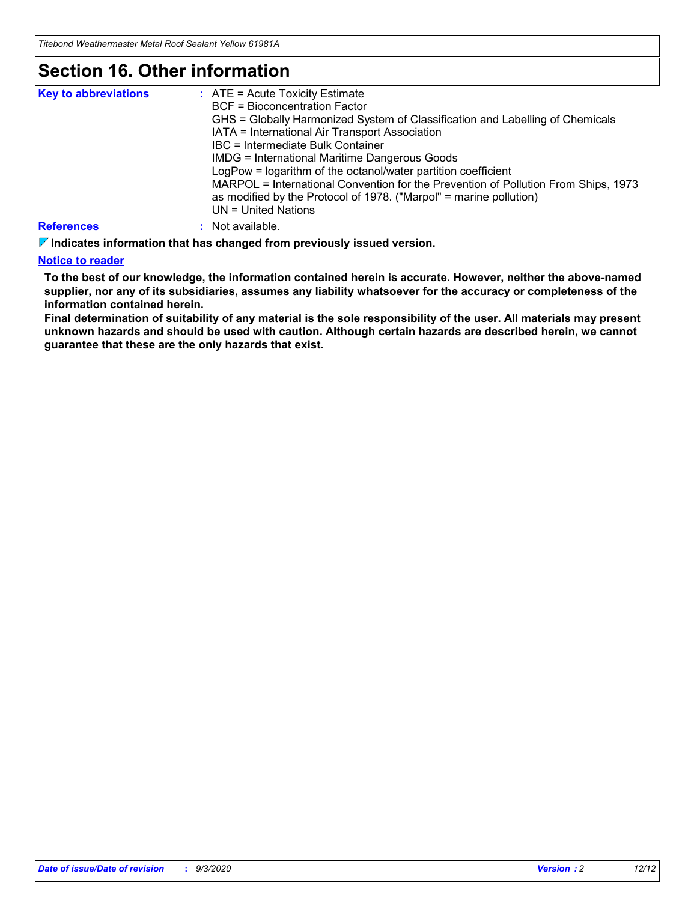# Section 16. Other information

**Key to abbreviations** : ATE = Acute Toxicity Estimate
BCF = Bioconcentration Factor
GHS = Globally Harmonized System of Classification and Labelling of Chemicals
IATA = International Air Transport Association
IBC = Intermediate Bulk Container
IMDG = International Maritime Dangerous Goods
LogPow = logarithm of the octanol/water partition coefficient
MARPOL = International Convention for the Prevention of Pollution From Ships, 1973 as modified by the Protocol of 1978. ("Marpol" = marine pollution)
UN = United Nations

**References** : Not available.

**Indicates information that has changed from previously issued version.**

**Notice to reader**

**To the best of our knowledge, the information contained herein is accurate. However, neither the above-named supplier, nor any of its subsidiaries, assumes any liability whatsoever for the accuracy or completeness of the information contained herein.**

**Final determination of suitability of any material is the sole responsibility of the user. All materials may present unknown hazards and should be used with caution. Although certain hazards are described herein, we cannot guarantee that these are the only hazards that exist.**